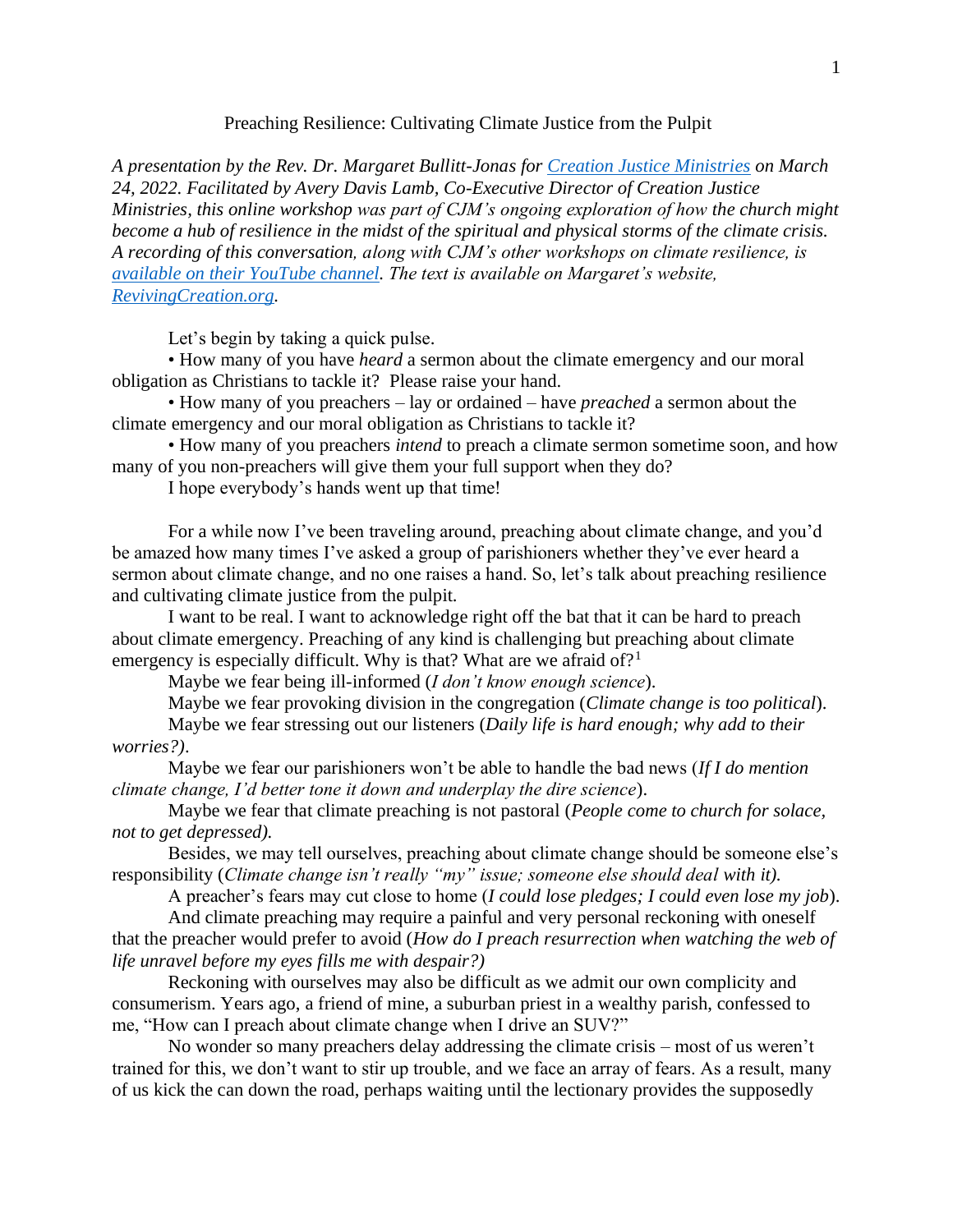# Preaching Resilience: Cultivating Climate Justice from the Pulpit

*A presentation by the Rev. Dr. Margaret Bullitt-Jonas for [Creation Justice Ministries] on March 24, 2022. Facilitated by Avery Davis Lamb, Co-Executive Director of Creation Justice Ministries, this online workshop was part of CJM's ongoing exploration of how the church might become a hub of resilience in the midst of the spiritual and physical storms of the climate crisis. A recording of this conversation, along with CJM's other workshops on climate resilience, is [available on their YouTube channel]. The text is available on Margaret's website, [RevivingCreation.org].*

Let's begin by taking a quick pulse.

- How many of you have *heard* a sermon about the climate emergency and our moral obligation as Christians to tackle it? Please raise your hand.
- How many of you preachers – lay or ordained – have *preached* a sermon about the climate emergency and our moral obligation as Christians to tackle it?
- How many of you preachers *intend* to preach a climate sermon sometime soon, and how many of you non-preachers will give them your full support when they do?

I hope everybody's hands went up that time!

For a while now I've been traveling around, preaching about climate change, and you'd be amazed how many times I've asked a group of parishioners whether they've ever heard a sermon about climate change, and no one raises a hand. So, let's talk about preaching resilience and cultivating climate justice from the pulpit.

I want to be real. I want to acknowledge right off the bat that it can be hard to preach about climate emergency. Preaching of any kind is challenging but preaching about climate emergency is especially difficult. Why is that? What are we afraid of?[1]

Maybe we fear being ill-informed (*I don't know enough science*).

Maybe we fear provoking division in the congregation (*Climate change is too political*).

Maybe we fear stressing out our listeners (*Daily life is hard enough; why add to their worries?)*.

Maybe we fear our parishioners won't be able to handle the bad news (*If I do mention climate change, I'd better tone it down and underplay the dire science*).

Maybe we fear that climate preaching is not pastoral (*People come to church for solace, not to get depressed).*

Besides, we may tell ourselves, preaching about climate change should be someone else's responsibility (*Climate change isn't really "my" issue; someone else should deal with it).*

A preacher's fears may cut close to home (*I could lose pledges; I could even lose my job*).

And climate preaching may require a painful and very personal reckoning with oneself that the preacher would prefer to avoid (*How do I preach resurrection when watching the web of life unravel before my eyes fills me with despair?)*

Reckoning with ourselves may also be difficult as we admit our own complicity and consumerism. Years ago, a friend of mine, a suburban priest in a wealthy parish, confessed to me, "How can I preach about climate change when I drive an SUV?"

No wonder so many preachers delay addressing the climate crisis – most of us weren't trained for this, we don't want to stir up trouble, and we face an array of fears. As a result, many of us kick the can down the road, perhaps waiting until the lectionary provides the supposedly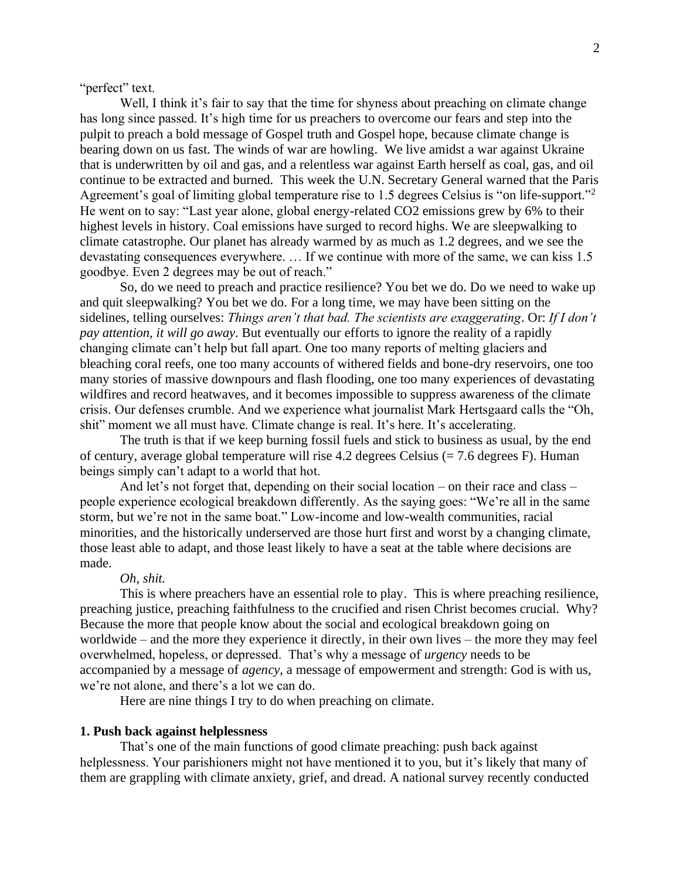"perfect" text.

Well, I think it's fair to say that the time for shyness about preaching on climate change has long since passed. It's high time for us preachers to overcome our fears and step into the pulpit to preach a bold message of Gospel truth and Gospel hope, because climate change is bearing down on us fast. The winds of war are howling. We live amidst a war against Ukraine that is underwritten by oil and gas, and a relentless war against Earth herself as coal, gas, and oil continue to be extracted and burned. This week the U.N. Secretary General warned that the Paris Agreement's goal of limiting global temperature rise to 1.5 degrees Celsius is "on life-support."[2] He went on to say: "Last year alone, global energy-related CO2 emissions grew by 6% to their highest levels in history. Coal emissions have surged to record highs. We are sleepwalking to climate catastrophe. Our planet has already warmed by as much as 1.2 degrees, and we see the devastating consequences everywhere. … If we continue with more of the same, we can kiss 1.5 goodbye. Even 2 degrees may be out of reach."

So, do we need to preach and practice resilience? You bet we do. Do we need to wake up and quit sleepwalking? You bet we do. For a long time, we may have been sitting on the sidelines, telling ourselves: *Things aren't that bad. The scientists are exaggerating*. Or: *If I don't pay attention, it will go away*. But eventually our efforts to ignore the reality of a rapidly changing climate can't help but fall apart. One too many reports of melting glaciers and bleaching coral reefs, one too many accounts of withered fields and bone-dry reservoirs, one too many stories of massive downpours and flash flooding, one too many experiences of devastating wildfires and record heatwaves, and it becomes impossible to suppress awareness of the climate crisis. Our defenses crumble. And we experience what journalist Mark Hertsgaard calls the "Oh, shit" moment we all must have. Climate change is real. It's here. It's accelerating.

The truth is that if we keep burning fossil fuels and stick to business as usual, by the end of century, average global temperature will rise 4.2 degrees Celsius (= 7.6 degrees F). Human beings simply can't adapt to a world that hot.

And let's not forget that, depending on their social location – on their race and class – people experience ecological breakdown differently. As the saying goes: "We're all in the same storm, but we're not in the same boat." Low-income and low-wealth communities, racial minorities, and the historically underserved are those hurt first and worst by a changing climate, those least able to adapt, and those least likely to have a seat at the table where decisions are made.

*Oh, shit.*

This is where preachers have an essential role to play. This is where preaching resilience, preaching justice, preaching faithfulness to the crucified and risen Christ becomes crucial. Why? Because the more that people know about the social and ecological breakdown going on worldwide – and the more they experience it directly, in their own lives – the more they may feel overwhelmed, hopeless, or depressed. That's why a message of *urgency* needs to be accompanied by a message of *agency*, a message of empowerment and strength: God is with us, we're not alone, and there's a lot we can do.

Here are nine things I try to do when preaching on climate.

### 1. Push back against helplessness

That's one of the main functions of good climate preaching: push back against helplessness. Your parishioners might not have mentioned it to you, but it's likely that many of them are grappling with climate anxiety, grief, and dread. A national survey recently conducted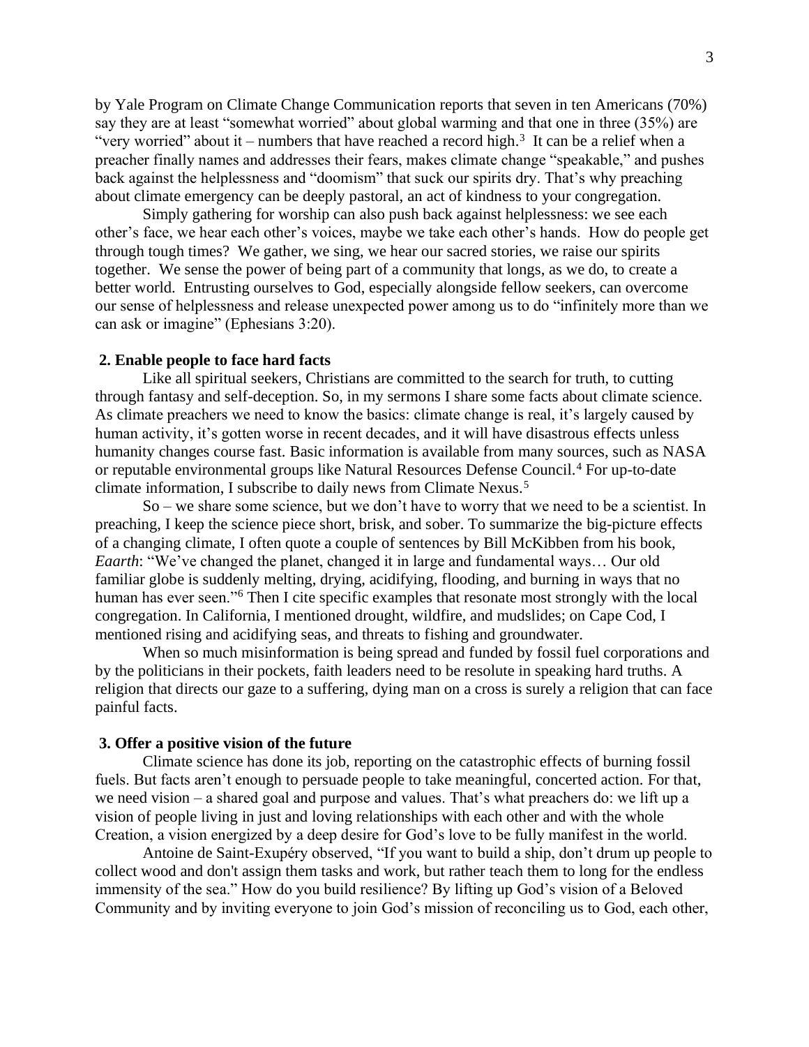by Yale Program on Climate Change Communication reports that seven in ten Americans (70%) say they are at least "somewhat worried" about global warming and that one in three (35%) are "very worried" about it – numbers that have reached a record high.[3] It can be a relief when a preacher finally names and addresses their fears, makes climate change "speakable," and pushes back against the helplessness and "doomism" that suck our spirits dry. That's why preaching about climate emergency can be deeply pastoral, an act of kindness to your congregation.

Simply gathering for worship can also push back against helplessness: we see each other's face, we hear each other's voices, maybe we take each other's hands. How do people get through tough times? We gather, we sing, we hear our sacred stories, we raise our spirits together. We sense the power of being part of a community that longs, as we do, to create a better world. Entrusting ourselves to God, especially alongside fellow seekers, can overcome our sense of helplessness and release unexpected power among us to do "infinitely more than we can ask or imagine" (Ephesians 3:20).

**2. Enable people to face hard facts**

Like all spiritual seekers, Christians are committed to the search for truth, to cutting through fantasy and self-deception. So, in my sermons I share some facts about climate science. As climate preachers we need to know the basics: climate change is real, it's largely caused by human activity, it's gotten worse in recent decades, and it will have disastrous effects unless humanity changes course fast. Basic information is available from many sources, such as NASA or reputable environmental groups like Natural Resources Defense Council.[4] For up-to-date climate information, I subscribe to daily news from Climate Nexus.[5]

So – we share some science, but we don't have to worry that we need to be a scientist. In preaching, I keep the science piece short, brisk, and sober. To summarize the big-picture effects of a changing climate, I often quote a couple of sentences by Bill McKibben from his book, *Eaarth*: "We've changed the planet, changed it in large and fundamental ways… Our old familiar globe is suddenly melting, drying, acidifying, flooding, and burning in ways that no human has ever seen."[6] Then I cite specific examples that resonate most strongly with the local congregation. In California, I mentioned drought, wildfire, and mudslides; on Cape Cod, I mentioned rising and acidifying seas, and threats to fishing and groundwater.

When so much misinformation is being spread and funded by fossil fuel corporations and by the politicians in their pockets, faith leaders need to be resolute in speaking hard truths. A religion that directs our gaze to a suffering, dying man on a cross is surely a religion that can face painful facts.

**3. Offer a positive vision of the future**

Climate science has done its job, reporting on the catastrophic effects of burning fossil fuels. But facts aren't enough to persuade people to take meaningful, concerted action. For that, we need vision – a shared goal and purpose and values. That's what preachers do: we lift up a vision of people living in just and loving relationships with each other and with the whole Creation, a vision energized by a deep desire for God's love to be fully manifest in the world.

Antoine de Saint-Exupéry observed, "If you want to build a ship, don't drum up people to collect wood and don't assign them tasks and work, but rather teach them to long for the endless immensity of the sea." How do you build resilience? By lifting up God's vision of a Beloved Community and by inviting everyone to join God's mission of reconciling us to God, each other,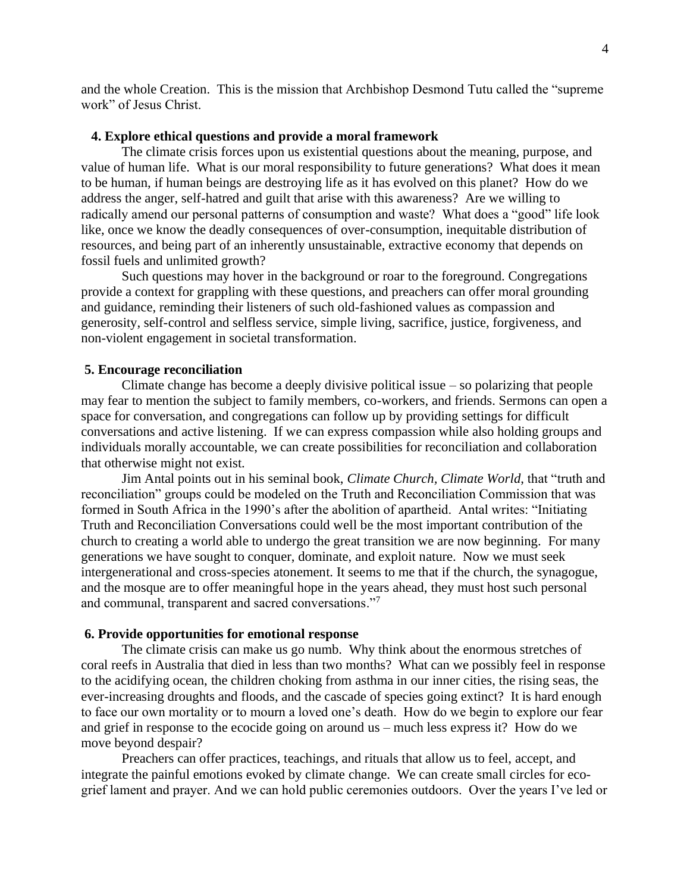and the whole Creation. This is the mission that Archbishop Desmond Tutu called the "supreme work" of Jesus Christ.

### 4. Explore ethical questions and provide a moral framework

The climate crisis forces upon us existential questions about the meaning, purpose, and value of human life. What is our moral responsibility to future generations? What does it mean to be human, if human beings are destroying life as it has evolved on this planet? How do we address the anger, self-hatred and guilt that arise with this awareness? Are we willing to radically amend our personal patterns of consumption and waste? What does a "good" life look like, once we know the deadly consequences of over-consumption, inequitable distribution of resources, and being part of an inherently unsustainable, extractive economy that depends on fossil fuels and unlimited growth?

Such questions may hover in the background or roar to the foreground. Congregations provide a context for grappling with these questions, and preachers can offer moral grounding and guidance, reminding their listeners of such old-fashioned values as compassion and generosity, self-control and selfless service, simple living, sacrifice, justice, forgiveness, and non-violent engagement in societal transformation.

### 5. Encourage reconciliation

Climate change has become a deeply divisive political issue – so polarizing that people may fear to mention the subject to family members, co-workers, and friends. Sermons can open a space for conversation, and congregations can follow up by providing settings for difficult conversations and active listening. If we can express compassion while also holding groups and individuals morally accountable, we can create possibilities for reconciliation and collaboration that otherwise might not exist.

Jim Antal points out in his seminal book, *Climate Church, Climate World*, that "truth and reconciliation" groups could be modeled on the Truth and Reconciliation Commission that was formed in South Africa in the 1990's after the abolition of apartheid. Antal writes: "Initiating Truth and Reconciliation Conversations could well be the most important contribution of the church to creating a world able to undergo the great transition we are now beginning. For many generations we have sought to conquer, dominate, and exploit nature. Now we must seek intergenerational and cross-species atonement. It seems to me that if the church, the synagogue, and the mosque are to offer meaningful hope in the years ahead, they must host such personal and communal, transparent and sacred conversations."[7]

### 6. Provide opportunities for emotional response

The climate crisis can make us go numb. Why think about the enormous stretches of coral reefs in Australia that died in less than two months? What can we possibly feel in response to the acidifying ocean, the children choking from asthma in our inner cities, the rising seas, the ever-increasing droughts and floods, and the cascade of species going extinct? It is hard enough to face our own mortality or to mourn a loved one's death. How do we begin to explore our fear and grief in response to the ecocide going on around us – much less express it? How do we move beyond despair?

Preachers can offer practices, teachings, and rituals that allow us to feel, accept, and integrate the painful emotions evoked by climate change. We can create small circles for eco-grief lament and prayer. And we can hold public ceremonies outdoors. Over the years I've led or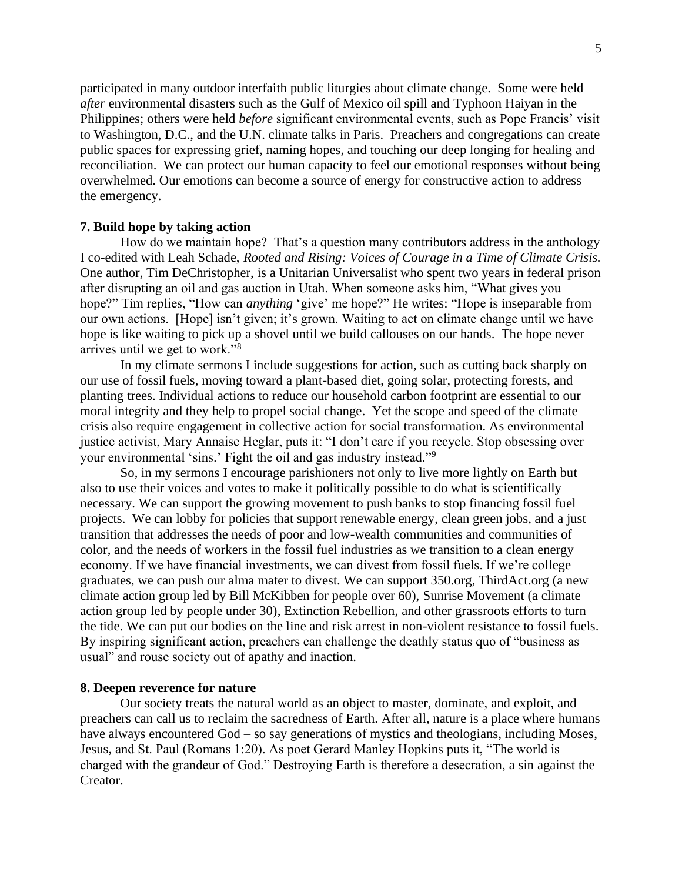participated in many outdoor interfaith public liturgies about climate change. Some were held *after* environmental disasters such as the Gulf of Mexico oil spill and Typhoon Haiyan in the Philippines; others were held *before* significant environmental events, such as Pope Francis' visit to Washington, D.C., and the U.N. climate talks in Paris. Preachers and congregations can create public spaces for expressing grief, naming hopes, and touching our deep longing for healing and reconciliation. We can protect our human capacity to feel our emotional responses without being overwhelmed. Our emotions can become a source of energy for constructive action to address the emergency.

**7. Build hope by taking action**

How do we maintain hope? That's a question many contributors address in the anthology I co-edited with Leah Schade, *Rooted and Rising: Voices of Courage in a Time of Climate Crisis.* One author, Tim DeChristopher, is a Unitarian Universalist who spent two years in federal prison after disrupting an oil and gas auction in Utah. When someone asks him, "What gives you hope?" Tim replies, "How can *anything* 'give' me hope?" He writes: "Hope is inseparable from our own actions. [Hope] isn't given; it's grown. Waiting to act on climate change until we have hope is like waiting to pick up a shovel until we build callouses on our hands. The hope never arrives until we get to work."[8]

In my climate sermons I include suggestions for action, such as cutting back sharply on our use of fossil fuels, moving toward a plant-based diet, going solar, protecting forests, and planting trees. Individual actions to reduce our household carbon footprint are essential to our moral integrity and they help to propel social change. Yet the scope and speed of the climate crisis also require engagement in collective action for social transformation. As environmental justice activist, Mary Annaise Heglar, puts it: "I don't care if you recycle. Stop obsessing over your environmental 'sins.' Fight the oil and gas industry instead."[9]

So, in my sermons I encourage parishioners not only to live more lightly on Earth but also to use their voices and votes to make it politically possible to do what is scientifically necessary. We can support the growing movement to push banks to stop financing fossil fuel projects. We can lobby for policies that support renewable energy, clean green jobs, and a just transition that addresses the needs of poor and low-wealth communities and communities of color, and the needs of workers in the fossil fuel industries as we transition to a clean energy economy. If we have financial investments, we can divest from fossil fuels. If we're college graduates, we can push our alma mater to divest. We can support 350.org, ThirdAct.org (a new climate action group led by Bill McKibben for people over 60), Sunrise Movement (a climate action group led by people under 30), Extinction Rebellion, and other grassroots efforts to turn the tide. We can put our bodies on the line and risk arrest in non-violent resistance to fossil fuels. By inspiring significant action, preachers can challenge the deathly status quo of "business as usual" and rouse society out of apathy and inaction.

**8. Deepen reverence for nature**

Our society treats the natural world as an object to master, dominate, and exploit, and preachers can call us to reclaim the sacredness of Earth. After all, nature is a place where humans have always encountered God – so say generations of mystics and theologians, including Moses, Jesus, and St. Paul (Romans 1:20). As poet Gerard Manley Hopkins puts it, "The world is charged with the grandeur of God." Destroying Earth is therefore a desecration, a sin against the Creator.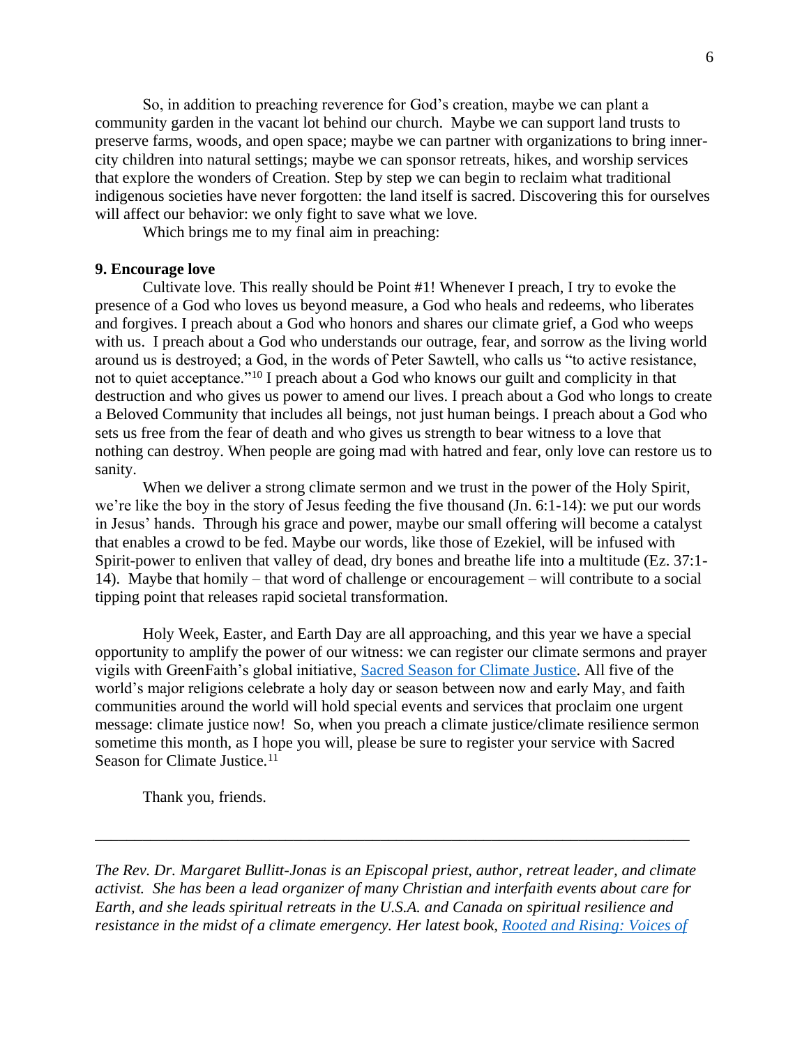So, in addition to preaching reverence for God's creation, maybe we can plant a community garden in the vacant lot behind our church. Maybe we can support land trusts to preserve farms, woods, and open space; maybe we can partner with organizations to bring inner-city children into natural settings; maybe we can sponsor retreats, hikes, and worship services that explore the wonders of Creation. Step by step we can begin to reclaim what traditional indigenous societies have never forgotten: the land itself is sacred. Discovering this for ourselves will affect our behavior: we only fight to save what we love.

Which brings me to my final aim in preaching:

**9. Encourage love**

Cultivate love. This really should be Point #1! Whenever I preach, I try to evoke the presence of a God who loves us beyond measure, a God who heals and redeems, who liberates and forgives. I preach about a God who honors and shares our climate grief, a God who weeps with us. I preach about a God who understands our outrage, fear, and sorrow as the living world around us is destroyed; a God, in the words of Peter Sawtell, who calls us "to active resistance, not to quiet acceptance."[10] I preach about a God who knows our guilt and complicity in that destruction and who gives us power to amend our lives. I preach about a God who longs to create a Beloved Community that includes all beings, not just human beings. I preach about a God who sets us free from the fear of death and who gives us strength to bear witness to a love that nothing can destroy. When people are going mad with hatred and fear, only love can restore us to sanity.

When we deliver a strong climate sermon and we trust in the power of the Holy Spirit, we're like the boy in the story of Jesus feeding the five thousand (Jn. 6:1-14): we put our words in Jesus' hands. Through his grace and power, maybe our small offering will become a catalyst that enables a crowd to be fed. Maybe our words, like those of Ezekiel, will be infused with Spirit-power to enliven that valley of dead, dry bones and breathe life into a multitude (Ez. 37:1-14). Maybe that homily – that word of challenge or encouragement – will contribute to a social tipping point that releases rapid societal transformation.

Holy Week, Easter, and Earth Day are all approaching, and this year we have a special opportunity to amplify the power of our witness: we can register our climate sermons and prayer vigils with GreenFaith's global initiative, [Sacred Season for Climate Justice](). All five of the world's major religions celebrate a holy day or season between now and early May, and faith communities around the world will hold special events and services that proclaim one urgent message: climate justice now! So, when you preach a climate justice/climate resilience sermon sometime this month, as I hope you will, please be sure to register your service with Sacred Season for Climate Justice.[11]

Thank you, friends.

---

*The Rev. Dr. Margaret Bullitt-Jonas is an Episcopal priest, author, retreat leader, and climate activist. She has been a lead organizer of many Christian and interfaith events about care for Earth, and she leads spiritual retreats in the U.S.A. and Canada on spiritual resilience and resistance in the midst of a climate emergency. Her latest book, [Rooted and Rising: Voices of]()*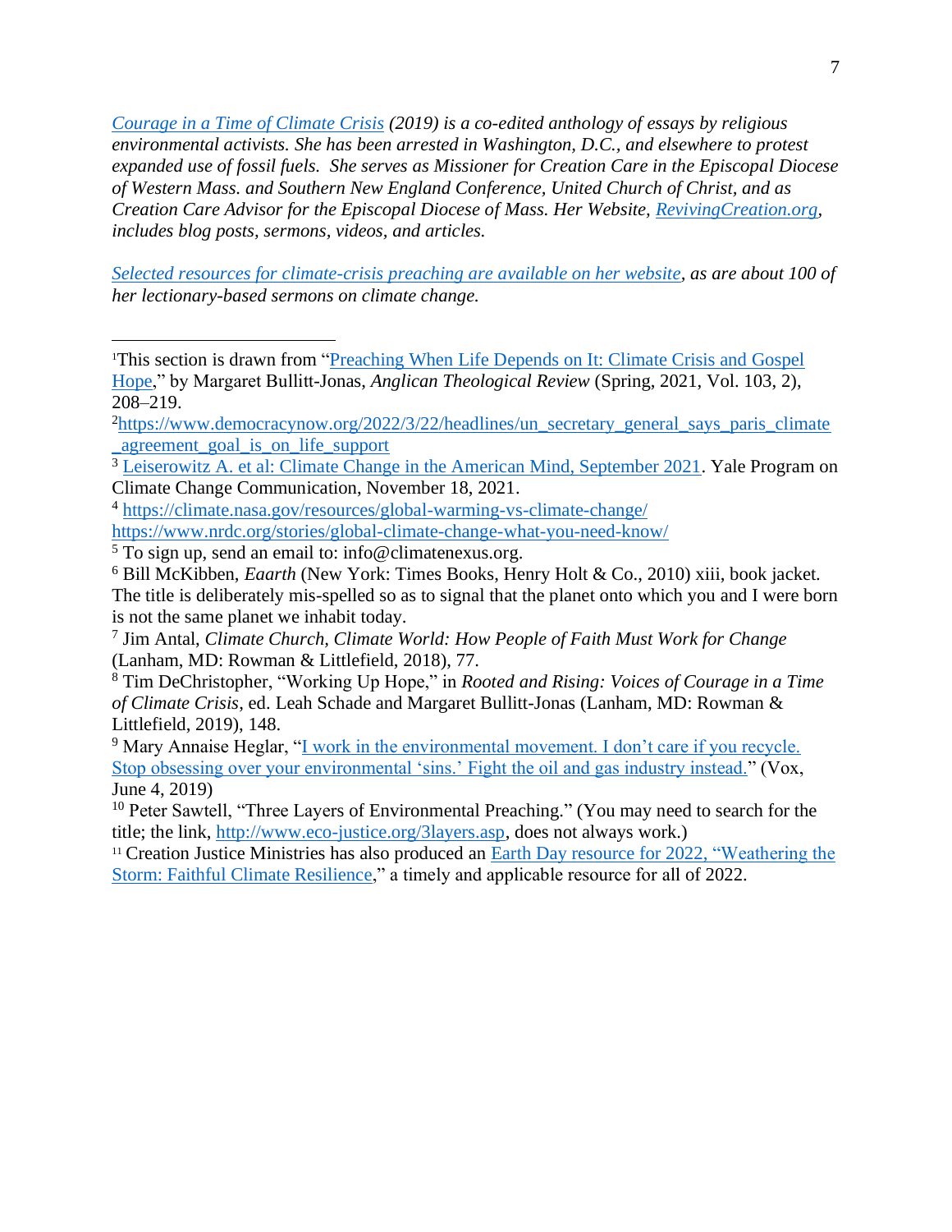*[Courage in a Time of Climate Crisis](#) (2019) is a co-edited anthology of essays by religious environmental activists. She has been arrested in Washington, D.C., and elsewhere to protest expanded use of fossil fuels. She serves as Missioner for Creation Care in the Episcopal Diocese of Western Mass. and Southern New England Conference, United Church of Christ, and as Creation Care Advisor for the Episcopal Diocese of Mass. Her Website, [RevivingCreation.org](#), includes blog posts, sermons, videos, and articles.*

*[Selected resources for climate-crisis preaching are available on her website](#), as are about 100 of her lectionary-based sermons on climate change.*

---

[1]This section is drawn from "[Preaching When Life Depends on It: Climate Crisis and Gospel Hope](#)," by Margaret Bullitt-Jonas, *Anglican Theological Review* (Spring, 2021, Vol. 103, 2), 208–219.

[2]https://www.democracynow.org/2022/3/22/headlines/un_secretary_general_says_paris_climate_agreement_goal_is_on_life_support

[3] [Leiserowitz A. et al: Climate Change in the American Mind, September 2021](#). Yale Program on Climate Change Communication, November 18, 2021.

[4] https://climate.nasa.gov/resources/global-warming-vs-climate-change/
https://www.nrdc.org/stories/global-climate-change-what-you-need-know/

[5] To sign up, send an email to: info@climatenexus.org.

[6] Bill McKibben, *Eaarth* (New York: Times Books, Henry Holt & Co., 2010) xiii, book jacket. The title is deliberately mis-spelled so as to signal that the planet onto which you and I were born is not the same planet we inhabit today.

[7] Jim Antal, *Climate Church, Climate World: How People of Faith Must Work for Change* (Lanham, MD: Rowman & Littlefield, 2018), 77.

[8] Tim DeChristopher, "Working Up Hope," in *Rooted and Rising: Voices of Courage in a Time of Climate Crisis*, ed. Leah Schade and Margaret Bullitt-Jonas (Lanham, MD: Rowman & Littlefield, 2019), 148.

[9] Mary Annaise Heglar, "[I work in the environmental movement. I don't care if you recycle. Stop obsessing over your environmental 'sins.' Fight the oil and gas industry instead.](#)" (Vox, June 4, 2019)

[10] Peter Sawtell, "Three Layers of Environmental Preaching." (You may need to search for the title; the link, http://www.eco-justice.org/3layers.asp, does not always work.)

[11] Creation Justice Ministries has also produced an [Earth Day resource for 2022, "Weathering the Storm: Faithful Climate Resilience](#)," a timely and applicable resource for all of 2022.